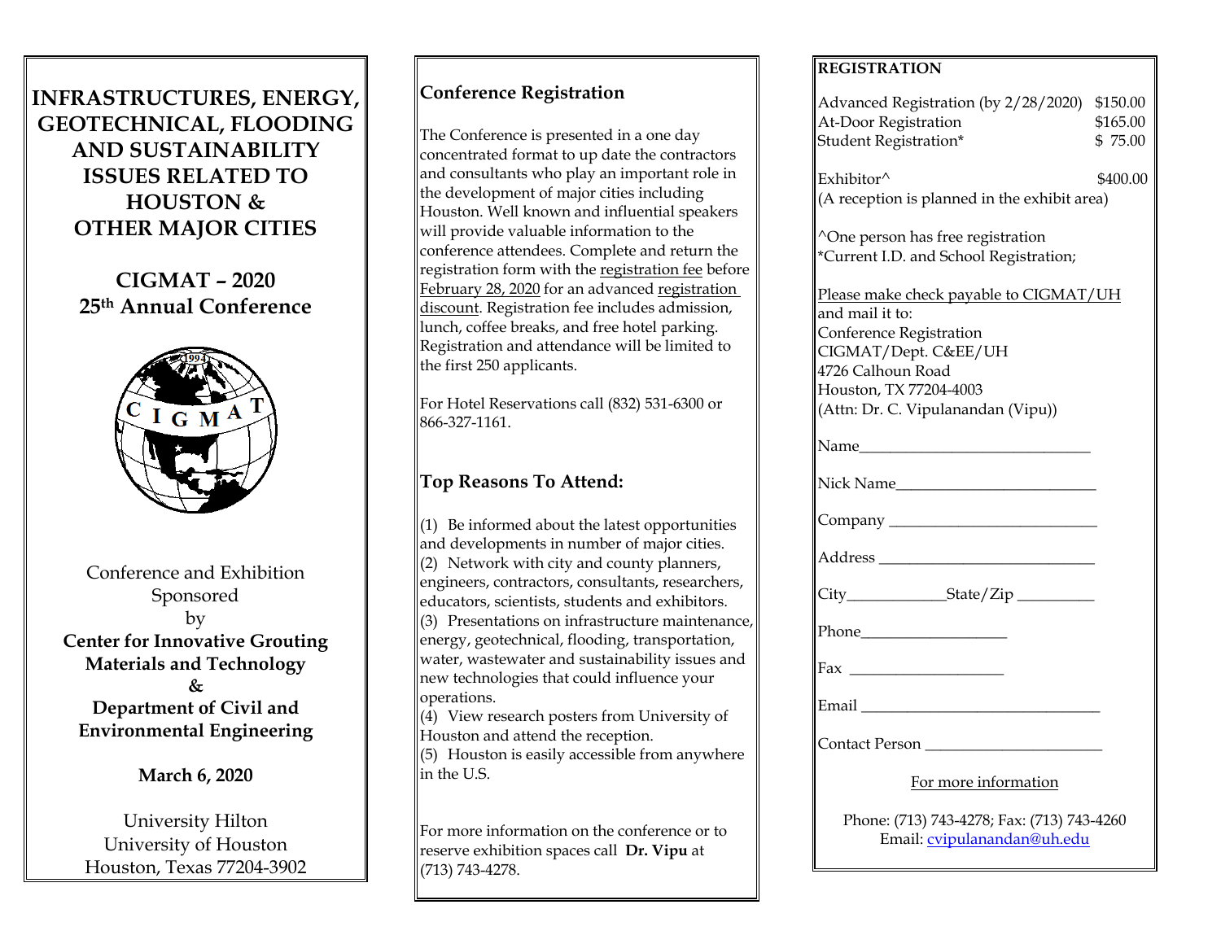# INFRASTRUCTURES, ENERGY, GEOTECHNICAL, FLOODING AND SUSTAINABILITY ISSUES RELATED TO HOUSTON & OTHER MAJOR CITIES

## CIGMAT – 2020
## 25th Annual Conference

Conference and Exhibition
Sponsored
by
**Center for Innovative Grouting Materials and Technology**
**&**
**Department of Civil and Environmental Engineering**

**March 6, 2020**

University Hilton
University of Houston
Houston, Texas 77204-3902

## Conference Registration

The Conference is presented in a one day concentrated format to up date the contractors and consultants who play an important role in the development of major cities including Houston. Well known and influential speakers will provide valuable information to the conference attendees. Complete and return the registration form with the registration fee before February 28, 2020 for an advanced registration discount. Registration fee includes admission, lunch, coffee breaks, and free hotel parking. Registration and attendance will be limited to the first 250 applicants.

For Hotel Reservations call (832) 531-6300 or 866-327-1161.

## Top Reasons To Attend:

(1) Be informed about the latest opportunities and developments in number of major cities.
(2) Network with city and county planners, engineers, contractors, consultants, researchers, educators, scientists, students and exhibitors.
(3) Presentations on infrastructure maintenance, energy, geotechnical, flooding, transportation, water, wastewater and sustainability issues and new technologies that could influence your operations.
(4) View research posters from University of Houston and attend the reception.
(5) Houston is easily accessible from anywhere in the U.S.

For more information on the conference or to reserve exhibition spaces call **Dr. Vipu** at (713) 743-4278.

## REGISTRATION

| | |
|---|---|
| Advanced Registration (by 2/28/2020) | $150.00 |
| At-Door Registration | $165.00 |
| Student Registration* | $ 75.00 |
| Exhibitor^ | $400.00 |

(A reception is planned in the exhibit area)

^One person has free registration
*Current I.D. and School Registration;

Please make check payable to CIGMAT/UH and mail it to:
Conference Registration
CIGMAT/Dept. C&EE/UH
4726 Calhoun Road
Houston, TX 77204-4003
(Attn: Dr. C. Vipulanandan (Vipu))

Name_______________________________

Nick Name___________________________

Company ____________________________

Address _____________________________

City_____________State/Zip __________

Phone___________________

Fax ____________________

Email _______________________________

Contact Person _______________________

For more information

Phone: (713) 743-4278; Fax: (713) 743-4260
Email: cvipulanandan@uh.edu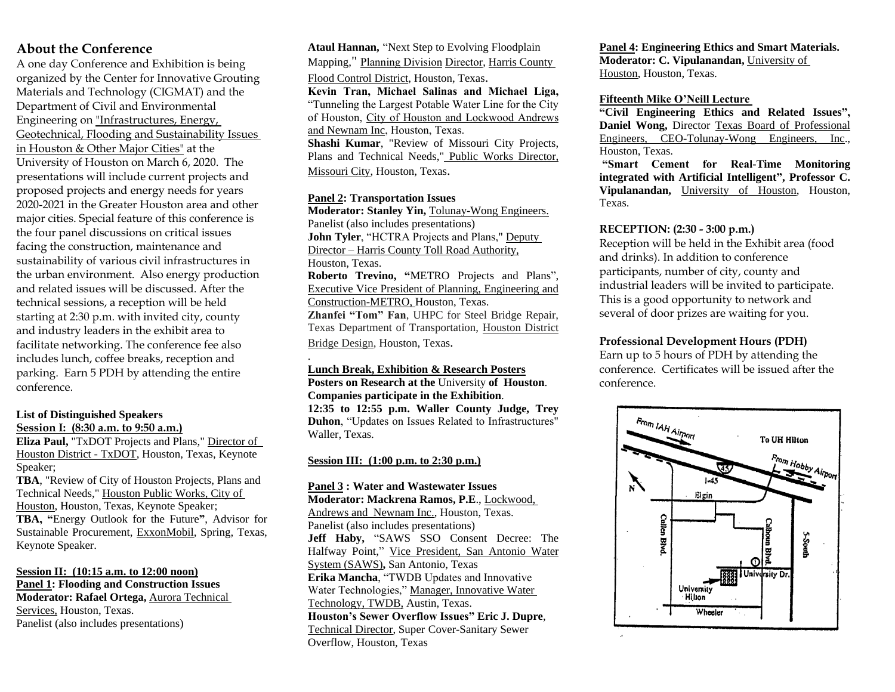## About the Conference

A one day Conference and Exhibition is being organized by the Center for Innovative Grouting Materials and Technology (CIGMAT) and the Department of Civil and Environmental Engineering on "Infrastructures, Energy, Geotechnical, Flooding and Sustainability Issues in Houston & Other Major Cities" at the University of Houston on March 6, 2020. The presentations will include current projects and proposed projects and energy needs for years 2020-2021 in the Greater Houston area and other major cities. Special feature of this conference is the four panel discussions on critical issues facing the construction, maintenance and sustainability of various civil infrastructures in the urban environment. Also energy production and related issues will be discussed. After the technical sessions, a reception will be held starting at 2:30 p.m. with invited city, county and industry leaders in the exhibit area to facilitate networking. The conference fee also includes lunch, coffee breaks, reception and parking. Earn 5 PDH by attending the entire conference.

**List of Distinguished Speakers**

**Session I: (8:30 a.m. to 9:50 a.m.)**

**Eliza Paul,** "TxDOT Projects and Plans," Director of Houston District - TxDOT, Houston, Texas, Keynote Speaker;

**TBA**, "Review of City of Houston Projects, Plans and Technical Needs," Houston Public Works, City of Houston, Houston, Texas, Keynote Speaker;

**TBA, "**Energy Outlook for the Future**"**, Advisor for Sustainable Procurement, ExxonMobil, Spring, Texas, Keynote Speaker.

**Session II: (10:15 a.m. to 12:00 noon)**

**Panel 1: Flooding and Construction Issues**

**Moderator: Rafael Ortega,** Aurora Technical Services, Houston, Texas.

Panelist (also includes presentations)

**Ataul Hannan,** "Next Step to Evolving Floodplain Mapping," Planning Division Director, Harris County Flood Control District, Houston, Texas.

**Kevin Tran, Michael Salinas and Michael Liga,** "Tunneling the Largest Potable Water Line for the City of Houston, City of Houston and Lockwood Andrews and Newnam Inc, Houston, Texas.

**Shashi Kumar**, "Review of Missouri City Projects, Plans and Technical Needs," Public Works Director, Missouri City, Houston, Texas.

**Panel 2: Transportation Issues**

**Moderator: Stanley Yin,** Tolunay-Wong Engineers.

Panelist (also includes presentations)

**John Tyler**, "HCTRA Projects and Plans," Deputy Director – Harris County Toll Road Authority, Houston, Texas.

**Roberto Trevino, "**METRO Projects and Plans", Executive Vice President of Planning, Engineering and Construction-METRO, Houston, Texas.

**Zhanfei "Tom" Fan**, UHPC for Steel Bridge Repair, Texas Department of Transportation, Houston District Bridge Design, Houston, Texas.

**Lunch Break, Exhibition & Research Posters**

**Posters on Research at the** University **of Houston**.

**Companies participate in the Exhibition**.

**12:35 to 12:55 p.m. Waller County Judge, Trey Duhon**, "Updates on Issues Related to Infrastructures" Waller, Texas.

**Session III: (1:00 p.m. to 2:30 p.m.)**

**Panel 3 : Water and Wastewater Issues**

**Moderator: Mackrena Ramos, P.E**., Lockwood, Andrews and Newnam Inc., Houston, Texas.

Panelist (also includes presentations)

**Jeff Haby,** "SAWS SSO Consent Decree: The Halfway Point," Vice President, San Antonio Water System (SAWS)**,** San Antonio, Texas

**Erika Mancha**, "TWDB Updates and Innovative Water Technologies," Manager, Innovative Water Technology, TWDB, Austin, Texas.

**Houston's Sewer Overflow Issues" Eric J. Dupre**, Technical Director, Super Cover-Sanitary Sewer Overflow, Houston, Texas

**Panel 4: Engineering Ethics and Smart Materials.**

**Moderator: C. Vipulanandan,** University of Houston, Houston, Texas.

**Fifteenth Mike O'Neill Lecture**

**"Civil Engineering Ethics and Related Issues", Daniel Wong,** Director Texas Board of Professional Engineers, CEO-Tolunay-Wong Engineers, Inc., Houston, Texas.

**"Smart Cement for Real-Time Monitoring integrated with Artificial Intelligent", Professor C. Vipulanandan,** University of Houston, Houston, Texas.

**RECEPTION: (2:30 - 3:00 p.m.)**

Reception will be held in the Exhibit area (food and drinks). In addition to conference participants, number of city, county and industrial leaders will be invited to participate. This is a good opportunity to network and several of door prizes are waiting for you.

**Professional Development Hours (PDH)**

Earn up to 5 hours of PDH by attending the conference. Certificates will be issued after the conference.

From IAH Airport

To UH Hilton

From Hobby Airport

45

I-45

N

Elgin

Cullen Blvd.

Calhoun Blvd.

S-South

1

University Dr.

University Hilton

Wheeler